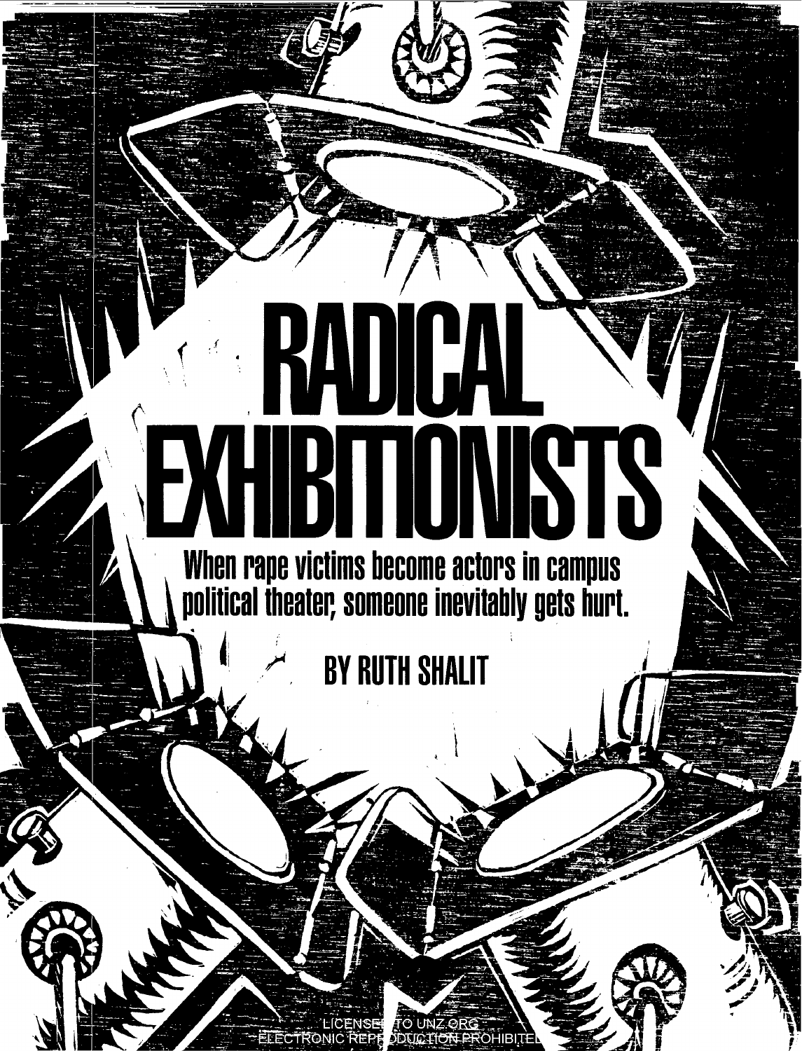# RADICAL EXHIBITIONISTS

**When rape victims become actors in campus political theater, someone inevitably gets hurt.**

**BY RUTH SHALIT**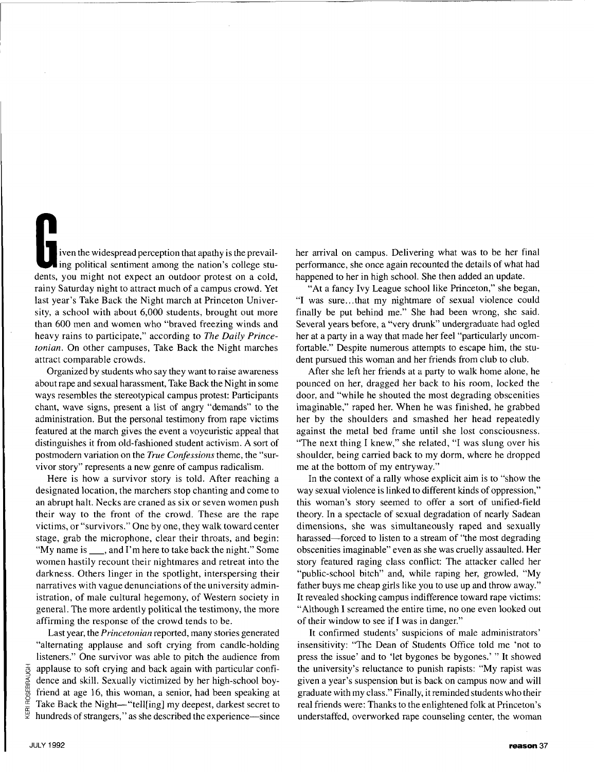Given the widespread perception that apathy is the prevailing political sentiment among the nation's college students, you might not expect an outdoor protest on a cold, rainy Saturday night to attract much of a campus crowd. Yet last year's Take Back the Night march at Princeton University, a school with about 6,000 students, brought out more than 600 men and women who "braved freezing winds and heavy rains to participate," according to *The Daily Princetonian*. On other campuses, Take Back the Night marches attract comparable crowds.

Organized by students who say they want to raise awareness about rape and sexual harassment, Take Back the Night in some ways resembles the stereotypical campus protest: Participants chant, wave signs, present a list of angry "demands" to the administration. But the personal testimony from rape victims featured at the march gives the event a voyeuristic appeal that distinguishes it from old-fashioned student activism. A sort of postmodern variation on the *True Confessions* theme, the "survivor story" represents a new genre of campus radicalism.

Here is how a survivor story is told. After reaching a designated location, the marchers stop chanting and come to an abrupt halt. Necks are craned as six or seven women push their way to the front of the crowd. These are the rape victims, or "survivors." One by one, they walk toward center stage, grab the microphone, clear their throats, and begin: "My name is ___, and I'm here to take back the night." Some women hastily recount their nightmares and retreat into the darkness. Others linger in the spotlight, interspersing their narratives with vague denunciations of the university administration, of male cultural hegemony, of Western society in general. The more ardently political the testimony, the more affirming the response of the crowd tends to be.

Last year, the *Princetonian* reported, many stories generated "alternating applause and soft crying from candle-holding listeners." One survivor was able to pitch the audience from applause to soft crying and back again with particular confidence and skill. Sexually victimized by her high-school boyfriend at age 16, this woman, a senior, had been speaking at Take Back the Night—"tell[ing] my deepest, darkest secret to hundreds of strangers," as she described the experience—since her arrival on campus. Delivering what was to be her final performance, she once again recounted the details of what had happened to her in high school. She then added an update.

"At a fancy Ivy League school like Princeton," she began, "I was sure...that my nightmare of sexual violence could finally be put behind me." She had been wrong, she said. Several years before, a "very drunk" undergraduate had ogled her at a party in a way that made her feel "particularly uncomfortable." Despite numerous attempts to escape him, the student pursued this woman and her friends from club to club.

After she left her friends at a party to walk home alone, he pounced on her, dragged her back to his room, locked the door, and "while he shouted the most degrading obscenities imaginable," raped her. When he was finished, he grabbed her by the shoulders and smashed her head repeatedly against the metal bed frame until she lost consciousness. "The next thing I knew," she related, "I was slung over his shoulder, being carried back to my dorm, where he dropped me at the bottom of my entryway."

In the context of a rally whose explicit aim is to "show the way sexual violence is linked to different kinds of oppression," this woman's story seemed to offer a sort of unified-field theory. In a spectacle of sexual degradation of nearly Sadean dimensions, she was simultaneously raped and sexually harassed—forced to listen to a stream of "the most degrading obscenities imaginable" even as she was cruelly assaulted. Her story featured raging class conflict: The attacker called her "public-school bitch" and, while raping her, growled, "My father buys me cheap girls like you to use up and throw away." It revealed shocking campus indifference toward rape victims: "Although I screamed the entire time, no one even looked out of their window to see if I was in danger."

It confirmed students' suspicions of male administrators' insensitivity: "The Dean of Students Office told me 'not to press the issue' and to 'let bygones be bygones.' " It showed the university's reluctance to punish rapists: "My rapist was given a year's suspension but is back on campus now and will graduate with my class." Finally, it reminded students who their real friends were: Thanks to the enlightened folk at Princeton's understaffed, overworked rape counseling center, the woman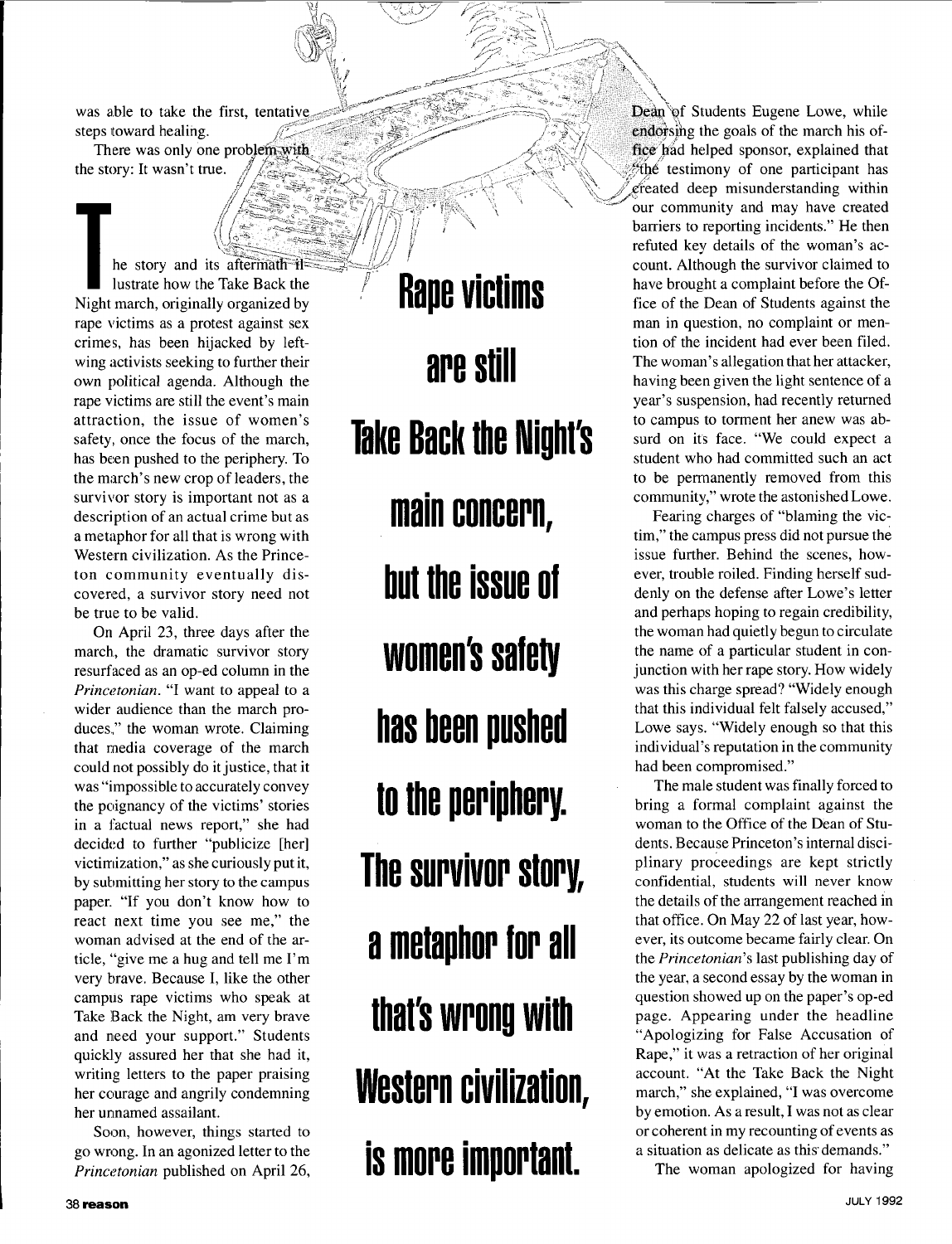was able to take the first, tentative steps toward healing.

There was only one problem with the story: It wasn't true.

The story and its aftermath illustrate how the Take Back the Night march, originally organized by rape victims as a protest against sex crimes, has been hijacked by left-wing activists seeking to further their own political agenda. Although the rape victims are still the event's main attraction, the issue of women's safety, once the focus of the march, has been pushed to the periphery. To the march's new crop of leaders, the survivor story is important not as a description of an actual crime but as a metaphor for all that is wrong with Western civilization. As the Princeton community eventually discovered, a survivor story need not be true to be valid.

On April 23, three days after the march, the dramatic survivor story resurfaced as an op-ed column in the *Princetonian*. "I want to appeal to a wider audience than the march produces," the woman wrote. Claiming that media coverage of the march could not possibly do it justice, that it was "impossible to accurately convey the poignancy of the victims' stories in a factual news report," she had decided to further "publicize [her] victimization," as she curiously put it, by submitting her story to the campus paper. "If you don't know how to react next time you see me," the woman advised at the end of the article, "give me a hug and tell me I'm very brave. Because I, like the other campus rape victims who speak at Take Back the Night, am very brave and need your support." Students quickly assured her that she had it, writing letters to the paper praising her courage and angrily condemning her unnamed assailant.

Soon, however, things started to go wrong. In an agonized letter to the *Princetonian* published on April 26, Dean of Students Eugene Lowe, while endorsing the goals of the march his office had helped sponsor, explained that "the testimony of one participant has created deep misunderstanding within our community and may have created barriers to reporting incidents." He then refuted key details of the woman's account. Although the survivor claimed to have brought a complaint before the Office of the Dean of Students against the man in question, no complaint or mention of the incident had ever been filed. The woman's allegation that her attacker, having been given the light sentence of a year's suspension, had recently returned to campus to torment her anew was absurd on its face. "We could expect a student who had committed such an act to be permanently removed from this community," wrote the astonished Lowe.

**Rape victims are still Take Back the Night's main concern, but the issue of women's safety has been pushed to the periphery. The survivor story, a metaphor for all that's wrong with Western civilization, is more important.**

Fearing charges of "blaming the victim," the campus press did not pursue the issue further. Behind the scenes, however, trouble roiled. Finding herself suddenly on the defense after Lowe's letter and perhaps hoping to regain credibility, the woman had quietly begun to circulate the name of a particular student in conjunction with her rape story. How widely was this charge spread? "Widely enough that this individual felt falsely accused," Lowe says. "Widely enough so that this individual's reputation in the community had been compromised."

The male student was finally forced to bring a formal complaint against the woman to the Office of the Dean of Students. Because Princeton's internal disciplinary proceedings are kept strictly confidential, students will never know the details of the arrangement reached in that office. On May 22 of last year, however, its outcome became fairly clear. On the *Princetonian's* last publishing day of the year, a second essay by the woman in question showed up on the paper's op-ed page. Appearing under the headline "Apologizing for False Accusation of Rape," it was a retraction of her original account. "At the Take Back the Night march," she explained, "I was overcome by emotion. As a result, I was not as clear or coherent in my recounting of events as a situation as delicate as this demands."

The woman apologized for having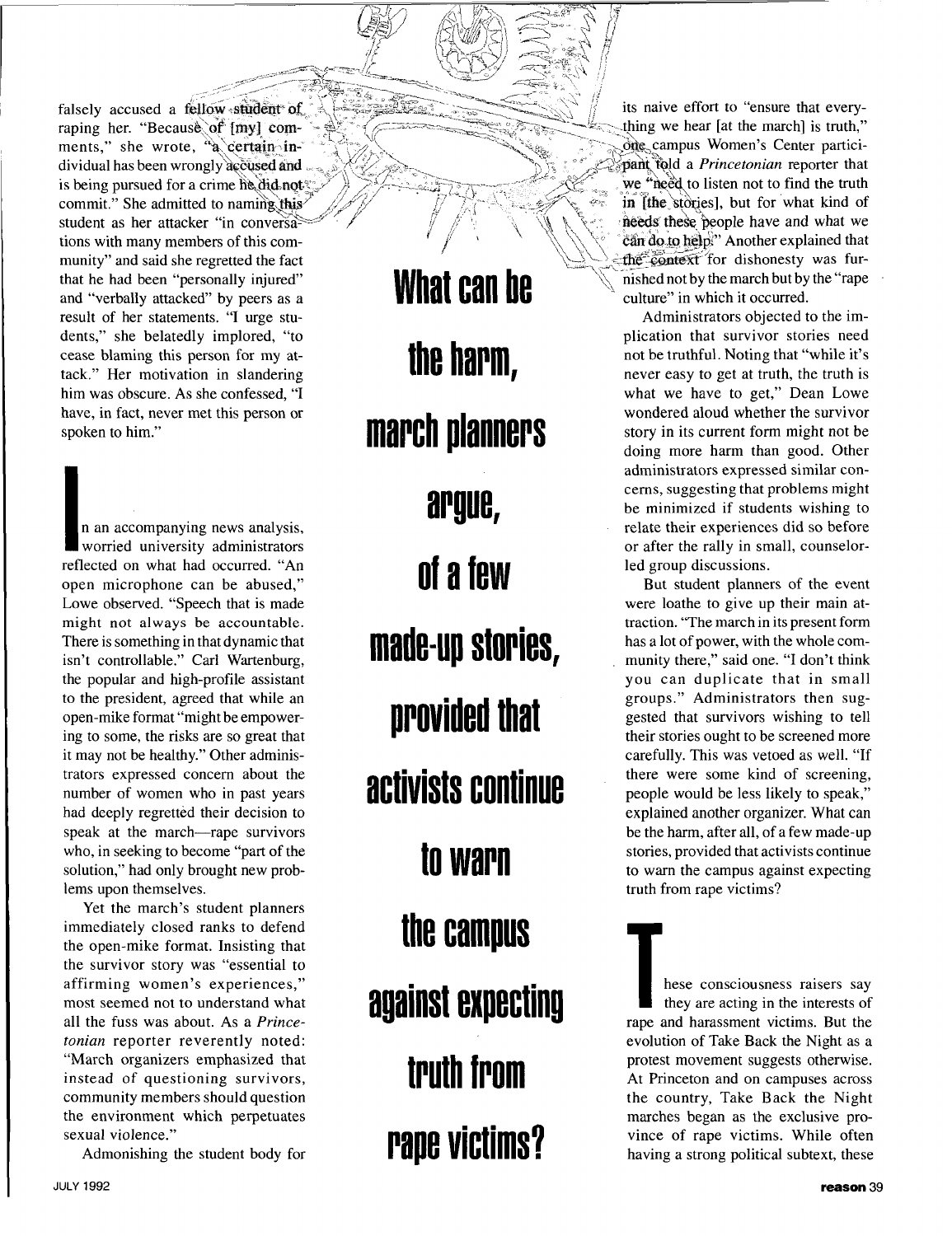falsely accused a fellow student of raping her. "Because of [my] comments," she wrote, "a certain individual has been wrongly accused and is being pursued for a crime he did not commit." She admitted to naming this student as her attacker "in conversations with many members of this community" and said she regretted the fact that he had been "personally injured" and "verbally attacked" by peers as a result of her statements. "I urge students," she belatedly implored, "to cease blaming this person for my attack." Her motivation in slandering him was obscure. As she confessed, "I have, in fact, never met this person or spoken to him."

In an accompanying news analysis, worried university administrators reflected on what had occurred. "An open microphone can be abused," Lowe observed. "Speech that is made might not always be accountable. There is something in that dynamic that isn't controllable." Carl Wartenburg, the popular and high-profile assistant to the president, agreed that while an open-mike format "might be empowering to some, the risks are so great that it may not be healthy." Other administrators expressed concern about the number of women who in past years had deeply regretted their decision to speak at the march—rape survivors who, in seeking to become "part of the solution," had only brought new problems upon themselves.

Yet the march's student planners immediately closed ranks to defend the open-mike format. Insisting that the survivor story was "essential to affirming women's experiences," most seemed not to understand what all the fuss was about. As a *Princetonian* reporter reverently noted: "March organizers emphasized that instead of questioning survivors, community members should question the environment which perpetuates sexual violence."

Admonishing the student body for its naive effort to "ensure that everything we hear [at the march] is truth," one campus Women's Center participant told a *Princetonian* reporter that we "need to listen not to find the truth in [the stories], but for what kind of needs these people have and what we can do to help." Another explained that the context for dishonesty was furnished not by the march but by the "rape culture" in which it occurred.

**What can be the harm, march planners argue, of a few made-up stories, provided that activists continue to warn the campus against expecting truth from rape victims?**

Administrators objected to the implication that survivor stories need not be truthful. Noting that "while it's never easy to get at truth, the truth is what we have to get," Dean Lowe wondered aloud whether the survivor story in its current form might not be doing more harm than good. Other administrators expressed similar concerns, suggesting that problems might be minimized if students wishing to relate their experiences did so before or after the rally in small, counselor-led group discussions.

But student planners of the event were loathe to give up their main attraction. "The march in its present form has a lot of power, with the whole community there," said one. "I don't think you can duplicate that in small groups." Administrators then suggested that survivors wishing to tell their stories ought to be screened more carefully. This was vetoed as well. "If there were some kind of screening, people would be less likely to speak," explained another organizer. What can be the harm, after all, of a few made-up stories, provided that activists continue to warn the campus against expecting truth from rape victims?

These consciousness raisers say they are acting in the interests of rape and harassment victims. But the evolution of Take Back the Night as a protest movement suggests otherwise. At Princeton and on campuses across the country, Take Back the Night marches began as the exclusive province of rape victims. While often having a strong political subtext, these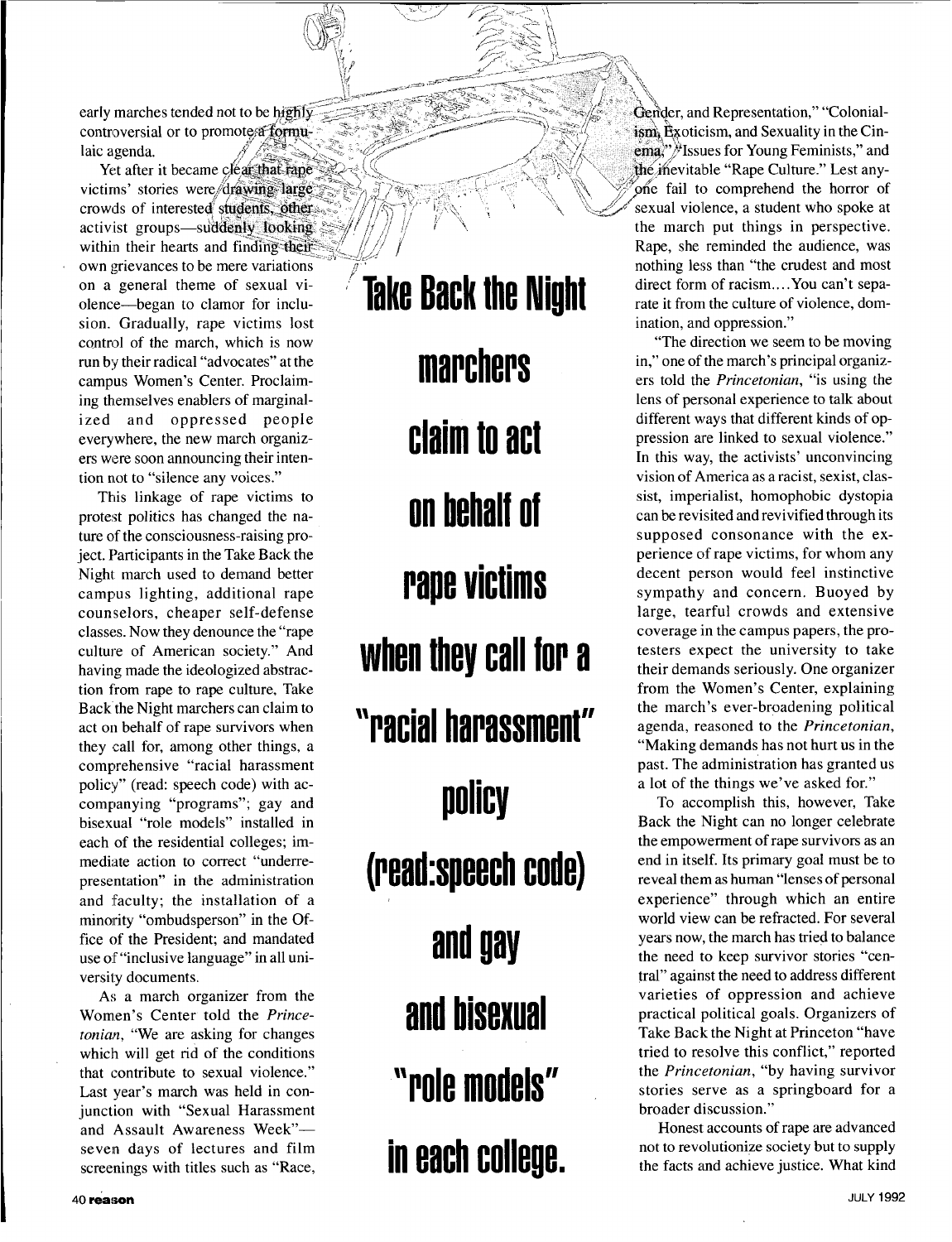early marches tended not to be highly controversial or to promote a formulaic agenda.

Yet after it became clear that rape victims' stories were drawing large crowds of interested students, other activist groups—suddenly looking within their hearts and finding their own grievances to be mere variations on a general theme of sexual violence—began to clamor for inclusion. Gradually, rape victims lost control of the march, which is now run by their radical "advocates" at the campus Women's Center. Proclaiming themselves enablers of marginalized and oppressed people everywhere, the new march organizers were soon announcing their intention not to "silence any voices."

This linkage of rape victims to protest politics has changed the nature of the consciousness-raising project. Participants in the Take Back the Night march used to demand better campus lighting, additional rape counselors, cheaper self-defense classes. Now they denounce the "rape culture of American society." And having made the ideologized abstraction from rape to rape culture, Take Back the Night marchers can claim to act on behalf of rape survivors when they call for, among other things, a comprehensive "racial harassment policy" (read: speech code) with accompanying "programs"; gay and bisexual "role models" installed in each of the residential colleges; immediate action to correct "underrepresentation" in the administration and faculty; the installation of a minority "ombudsperson" in the Office of the President; and mandated use of "inclusive language" in all university documents.

As a march organizer from the Women's Center told the *Princetonian*, "We are asking for changes which will get rid of the conditions that contribute to sexual violence." Last year's march was held in conjunction with "Sexual Harassment and Assault Awareness Week"—seven days of lectures and film screenings with titles such as "Race, Gender, and Representation," "Colonialism, Exoticism, and Sexuality in the Cinema," "Issues for Young Feminists," and the inevitable "Rape Culture." Lest anyone fail to comprehend the horror of sexual violence, a student who spoke at the march put things in perspective. Rape, she reminded the audience, was nothing less than "the crudest and most direct form of racism.... You can't separate it from the culture of violence, domination, and oppression."

**Take Back the Night marchers claim to act on behalf of rape victims when they call for a "racial harassment" policy (read:speech code) and gay and bisexual "role models" in each college.**

"The direction we seem to be moving in," one of the march's principal organizers told the *Princetonian*, "is using the lens of personal experience to talk about different ways that different kinds of oppression are linked to sexual violence." In this way, the activists' unconvincing vision of America as a racist, sexist, classist, imperialist, homophobic dystopia can be revisited and revivified through its supposed consonance with the experience of rape victims, for whom any decent person would feel instinctive sympathy and concern. Buoyed by large, tearful crowds and extensive coverage in the campus papers, the protesters expect the university to take their demands seriously. One organizer from the Women's Center, explaining the march's ever-broadening political agenda, reasoned to the *Princetonian*, "Making demands has not hurt us in the past. The administration has granted us a lot of the things we've asked for."

To accomplish this, however, Take Back the Night can no longer celebrate the empowerment of rape survivors as an end in itself. Its primary goal must be to reveal them as human "lenses of personal experience" through which an entire world view can be refracted. For several years now, the march has tried to balance the need to keep survivor stories "central" against the need to address different varieties of oppression and achieve practical political goals. Organizers of Take Back the Night at Princeton "have tried to resolve this conflict," reported the *Princetonian*, "by having survivor stories serve as a springboard for a broader discussion."

Honest accounts of rape are advanced not to revolutionize society but to supply the facts and achieve justice. What kind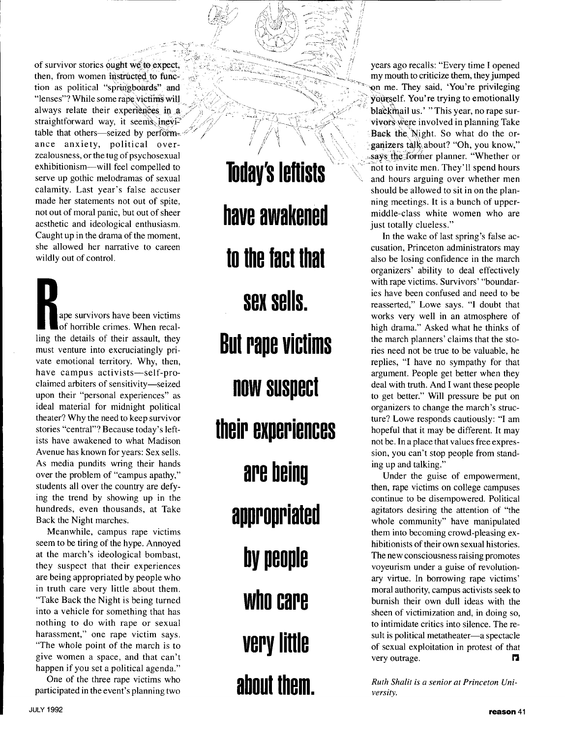of survivor stories ought we to expect, then, from women instructed to function as political "springboards" and "lenses"? While some rape victims will always relate their experiences in a straightforward way, it seems inevitable that others—seized by performance anxiety, political overzealousness, or the tug of psychosexual exhibitionism—will feel compelled to serve up gothic melodramas of sexual calamity. Last year's false accuser made her statements not out of spite, not out of moral panic, but out of sheer aesthetic and ideological enthusiasm. Caught up in the drama of the moment, she allowed her narrative to careen wildly out of control.

Rape survivors have been victims of horrible crimes. When recalling the details of their assault, they must venture into excruciatingly private emotional territory. Why, then, have campus activists—self-proclaimed arbiters of sensitivity—seized upon their "personal experiences" as ideal material for midnight political theater? Why the need to keep survivor stories "central"? Because today's leftists have awakened to what Madison Avenue has known for years: Sex sells. As media pundits wring their hands over the problem of "campus apathy," students all over the country are defying the trend by showing up in the hundreds, even thousands, at Take Back the Night marches.

Meanwhile, campus rape victims seem to be tiring of the hype. Annoyed at the march's ideological bombast, they suspect that their experiences are being appropriated by people who in truth care very little about them. "Take Back the Night is being turned into a vehicle for something that has nothing to do with rape or sexual harassment," one rape victim says. "The whole point of the march is to give women a space, and that can't happen if you set a political agenda."

One of the three rape victims who participated in the event's planning two years ago recalls: "Every time I opened my mouth to criticize them, they jumped on me. They said, 'You're privileging yourself. You're trying to emotionally blackmail us.' " This year, no rape survivors were involved in planning Take Back the Night. So what do the organizers talk about? "Oh, you know," says the former planner. "Whether or not to invite men. They'll spend hours and hours arguing over whether men should be allowed to sit in on the planning meetings. It is a bunch of upper-middle-class white women who are just totally clueless."

**Today's leftists have awakened to the fact that sex sells. But rape victims now suspect their experiences are being appropriated by people who care very little about them.**

In the wake of last spring's false accusation, Princeton administrators may also be losing confidence in the march organizers' ability to deal effectively with rape victims. Survivors' "boundaries have been confused and need to be reasserted," Lowe says. "I doubt that works very well in an atmosphere of high drama." Asked what he thinks of the march planners' claims that the stories need not be true to be valuable, he replies, "I have no sympathy for that argument. People get better when they deal with truth. And I want these people to get better." Will pressure be put on organizers to change the march's structure? Lowe responds cautiously: "I am hopeful that it may be different. It may not be. In a place that values free expression, you can't stop people from standing up and talking."

Under the guise of empowerment, then, rape victims on college campuses continue to be disempowered. Political agitators desiring the attention of "the whole community" have manipulated them into becoming crowd-pleasing exhibitionists of their own sexual histories. The new consciousness raising promotes voyeurism under a guise of revolutionary virtue. In borrowing rape victims' moral authority, campus activists seek to burnish their own dull ideas with the sheen of victimization and, in doing so, to intimidate critics into silence. The result is political metatheater—a spectacle of sexual exploitation in protest of that very outrage.

*Ruth Shalit is a senior at Princeton University.*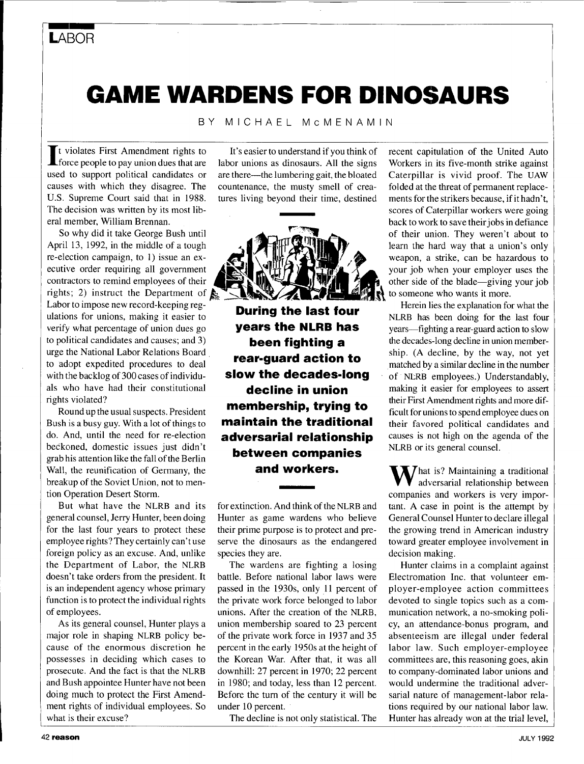LABOR

# GAME WARDENS FOR DINOSAURS

BY MICHAEL McMENAMIN

It violates First Amendment rights to force people to pay union dues that are used to support political candidates or causes with which they disagree. The U.S. Supreme Court said that in 1988. The decision was written by its most liberal member, William Brennan.

So why did it take George Bush until April 13, 1992, in the middle of a tough re-election campaign, to 1) issue an executive order requiring all government contractors to remind employees of their rights; 2) instruct the Department of Labor to impose new record-keeping regulations for unions, making it easier to verify what percentage of union dues go to political candidates and causes; and 3) urge the National Labor Relations Board to adopt expedited procedures to deal with the backlog of 300 cases of individuals who have had their constitutional rights violated?

Round up the usual suspects. President Bush is a busy guy. With a lot of things to do. And, until the need for re-election beckoned, domestic issues just didn't grab his attention like the fall of the Berlin Wall, the reunification of Germany, the breakup of the Soviet Union, not to mention Operation Desert Storm.

But what have the NLRB and its general counsel, Jerry Hunter, been doing for the last four years to protect these employee rights? They certainly can't use foreign policy as an excuse. And, unlike the Department of Labor, the NLRB doesn't take orders from the president. It is an independent agency whose primary function is to protect the individual rights of employees.

As its general counsel, Hunter plays a major role in shaping NLRB policy because of the enormous discretion he possesses in deciding which cases to prosecute. And the fact is that the NLRB and Bush appointee Hunter have not been doing much to protect the First Amendment rights of individual employees. So what is their excuse?

It's easier to understand if you think of labor unions as dinosaurs. All the signs are there—the lumbering gait, the bloated countenance, the musty smell of creatures living beyond their time, destined for extinction. And think of the NLRB and Hunter as game wardens who believe their prime purpose is to protect and preserve the dinosaurs as the endangered species they are.

**During the last four years the NLRB has been fighting a rear-guard action to slow the decades-long decline in union membership, trying to maintain the traditional adversarial relationship between companies and workers.**

The wardens are fighting a losing battle. Before national labor laws were passed in the 1930s, only 11 percent of the private work force belonged to labor unions. After the creation of the NLRB, union membership soared to 23 percent of the private work force in 1937 and 35 percent in the early 1950s at the height of the Korean War. After that, it was all downhill: 27 percent in 1970; 22 percent in 1980; and today, less than 12 percent. Before the turn of the century it will be under 10 percent.

The decline is not only statistical. The recent capitulation of the United Auto Workers in its five-month strike against Caterpillar is vivid proof. The UAW folded at the threat of permanent replacements for the strikers because, if it hadn't, scores of Caterpillar workers were going back to work to save their jobs in defiance of their union. They weren't about to learn the hard way that a union's only weapon, a strike, can be hazardous to your job when your employer uses the other side of the blade—giving your job to someone who wants it more.

Herein lies the explanation for what the NLRB has been doing for the last four years—fighting a rear-guard action to slow the decades-long decline in union membership. (A decline, by the way, not yet matched by a similar decline in the number of NLRB employees.) Understandably, making it easier for employees to assert their First Amendment rights and more difficult for unions to spend employee dues on their favored political candidates and causes is not high on the agenda of the NLRB or its general counsel.

What is? Maintaining a traditional adversarial relationship between companies and workers is very important. A case in point is the attempt by General Counsel Hunter to declare illegal the growing trend in American industry toward greater employee involvement in decision making.

Hunter claims in a complaint against Electromation Inc. that volunteer employer-employee action committees devoted to single topics such as a communication network, a no-smoking policy, an attendance-bonus program, and absenteeism are illegal under federal labor law. Such employer-employee committees are, this reasoning goes, akin to company-dominated labor unions and would undermine the traditional adversarial nature of management-labor relations required by our national labor law. Hunter has already won at the trial level,